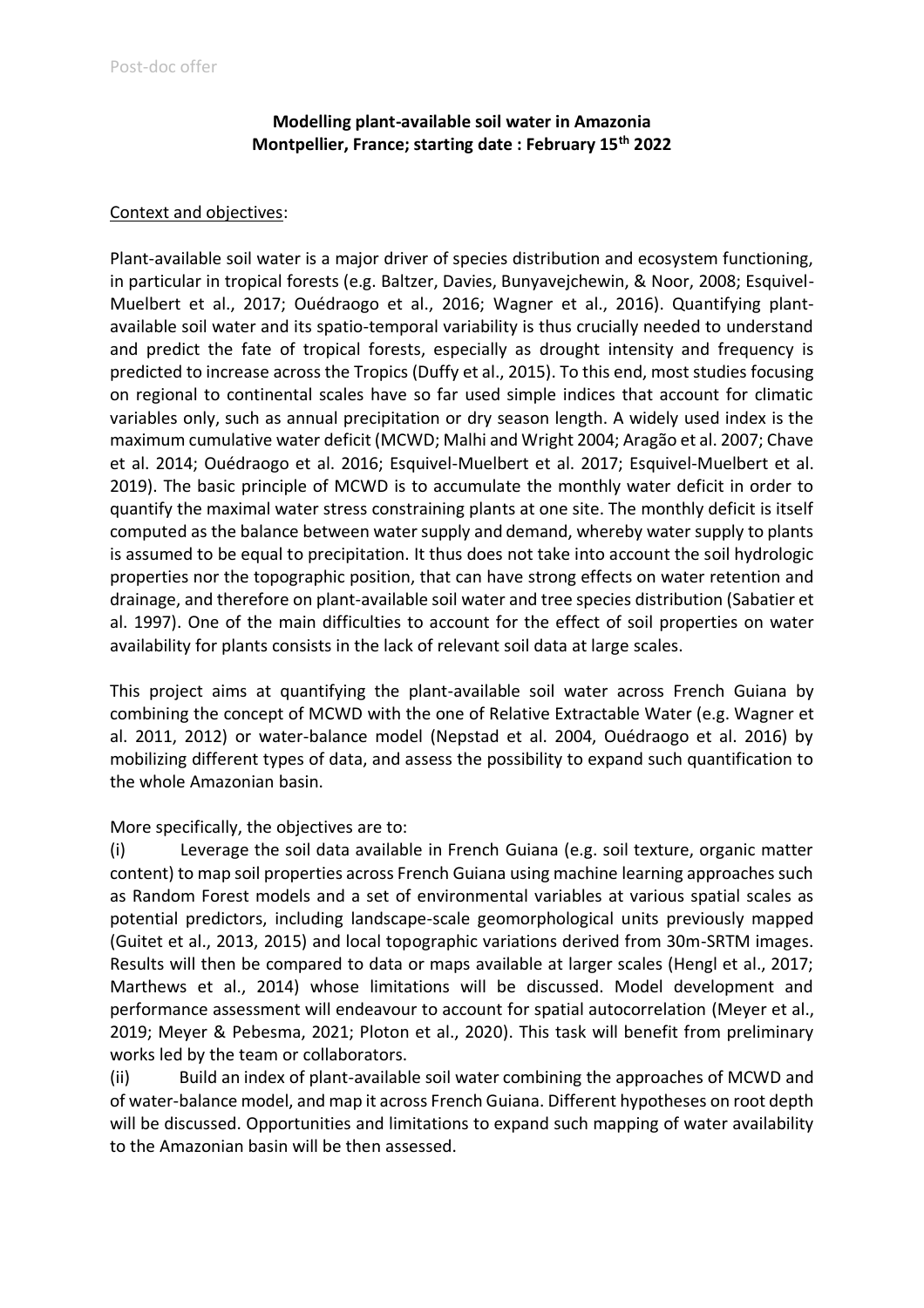Post-doc offer

**Modelling plant-available soil water in Amazonia**
**Montpellier, France; starting date : February 15th 2022**

Context and objectives:

Plant-available soil water is a major driver of species distribution and ecosystem functioning, in particular in tropical forests (e.g. Baltzer, Davies, Bunyavejchewin, & Noor, 2008; Esquivel-Muelbert et al., 2017; Ouédraogo et al., 2016; Wagner et al., 2016). Quantifying plant-available soil water and its spatio-temporal variability is thus crucially needed to understand and predict the fate of tropical forests, especially as drought intensity and frequency is predicted to increase across the Tropics (Duffy et al., 2015). To this end, most studies focusing on regional to continental scales have so far used simple indices that account for climatic variables only, such as annual precipitation or dry season length. A widely used index is the maximum cumulative water deficit (MCWD; Malhi and Wright 2004; Aragão et al. 2007; Chave et al. 2014; Ouédraogo et al. 2016; Esquivel-Muelbert et al. 2017; Esquivel-Muelbert et al. 2019). The basic principle of MCWD is to accumulate the monthly water deficit in order to quantify the maximal water stress constraining plants at one site. The monthly deficit is itself computed as the balance between water supply and demand, whereby water supply to plants is assumed to be equal to precipitation. It thus does not take into account the soil hydrologic properties nor the topographic position, that can have strong effects on water retention and drainage, and therefore on plant-available soil water and tree species distribution (Sabatier et al. 1997). One of the main difficulties to account for the effect of soil properties on water availability for plants consists in the lack of relevant soil data at large scales.

This project aims at quantifying the plant-available soil water across French Guiana by combining the concept of MCWD with the one of Relative Extractable Water (e.g. Wagner et al. 2011, 2012) or water-balance model (Nepstad et al. 2004, Ouédraogo et al. 2016) by mobilizing different types of data, and assess the possibility to expand such quantification to the whole Amazonian basin.

More specifically, the objectives are to:

(i) Leverage the soil data available in French Guiana (e.g. soil texture, organic matter content) to map soil properties across French Guiana using machine learning approaches such as Random Forest models and a set of environmental variables at various spatial scales as potential predictors, including landscape-scale geomorphological units previously mapped (Guitet et al., 2013, 2015) and local topographic variations derived from 30m-SRTM images. Results will then be compared to data or maps available at larger scales (Hengl et al., 2017; Marthews et al., 2014) whose limitations will be discussed. Model development and performance assessment will endeavour to account for spatial autocorrelation (Meyer et al., 2019; Meyer & Pebesma, 2021; Ploton et al., 2020). This task will benefit from preliminary works led by the team or collaborators.

(ii) Build an index of plant-available soil water combining the approaches of MCWD and of water-balance model, and map it across French Guiana. Different hypotheses on root depth will be discussed. Opportunities and limitations to expand such mapping of water availability to the Amazonian basin will be then assessed.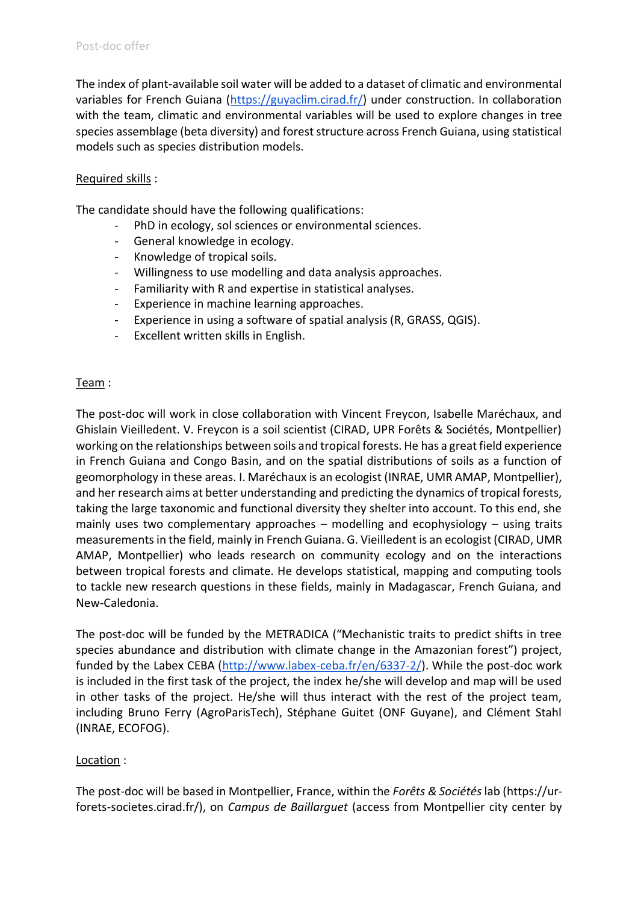The index of plant-available soil water will be added to a dataset of climatic and environmental variables for French Guiana ([https://guyaclim.cirad.fr/](https://guyaclim.cirad.fr/)) under construction. In collaboration with the team, climatic and environmental variables will be used to explore changes in tree species assemblage (beta diversity) and forest structure across French Guiana, using statistical models such as species distribution models.

Required skills :

The candidate should have the following qualifications:

- PhD in ecology, sol sciences or environmental sciences.
- General knowledge in ecology.
- Knowledge of tropical soils.
- Willingness to use modelling and data analysis approaches.
- Familiarity with R and expertise in statistical analyses.
- Experience in machine learning approaches.
- Experience in using a software of spatial analysis (R, GRASS, QGIS).
- Excellent written skills in English.

Team :

The post-doc will work in close collaboration with Vincent Freycon, Isabelle Maréchaux, and Ghislain Vieilledent. V. Freycon is a soil scientist (CIRAD, UPR Forêts & Sociétés, Montpellier) working on the relationships between soils and tropical forests. He has a great field experience in French Guiana and Congo Basin, and on the spatial distributions of soils as a function of geomorphology in these areas. I. Maréchaux is an ecologist (INRAE, UMR AMAP, Montpellier), and her research aims at better understanding and predicting the dynamics of tropical forests, taking the large taxonomic and functional diversity they shelter into account. To this end, she mainly uses two complementary approaches – modelling and ecophysiology – using traits measurements in the field, mainly in French Guiana. G. Vieilledent is an ecologist (CIRAD, UMR AMAP, Montpellier) who leads research on community ecology and on the interactions between tropical forests and climate. He develops statistical, mapping and computing tools to tackle new research questions in these fields, mainly in Madagascar, French Guiana, and New-Caledonia.

The post-doc will be funded by the METRADICA ("Mechanistic traits to predict shifts in tree species abundance and distribution with climate change in the Amazonian forest") project, funded by the Labex CEBA ([http://www.labex-ceba.fr/en/6337-2/](http://www.labex-ceba.fr/en/6337-2/)). While the post-doc work is included in the first task of the project, the index he/she will develop and map will be used in other tasks of the project. He/she will thus interact with the rest of the project team, including Bruno Ferry (AgroParisTech), Stéphane Guitet (ONF Guyane), and Clément Stahl (INRAE, ECOFOG).

Location :

The post-doc will be based in Montpellier, France, within the *Forêts & Sociétés* lab (https://ur-forets-societes.cirad.fr/), on *Campus de Baillarguet* (access from Montpellier city center by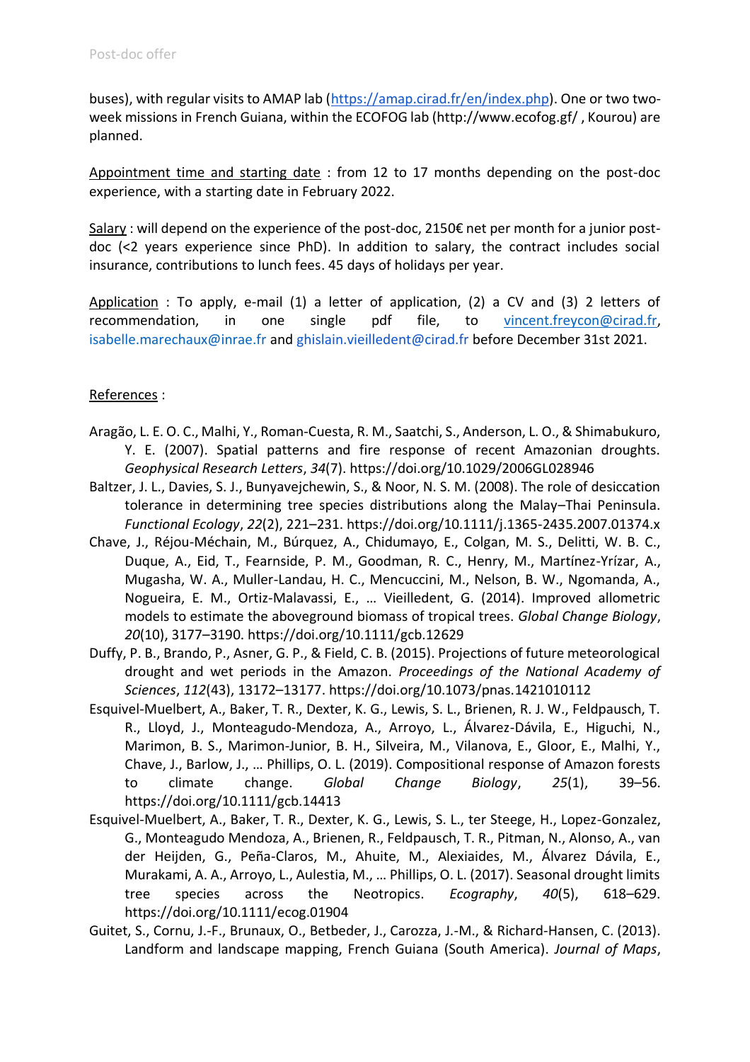buses), with regular visits to AMAP lab ([https://amap.cirad.fr/en/index.php](https://amap.cirad.fr/en/index.php)). One or two two-week missions in French Guiana, within the ECOFOG lab (http://www.ecofog.gf/ , Kourou) are planned.

Appointment time and starting date : from 12 to 17 months depending on the post-doc experience, with a starting date in February 2022.

Salary : will depend on the experience of the post-doc, 2150€ net per month for a junior post-doc (<2 years experience since PhD). In addition to salary, the contract includes social insurance, contributions to lunch fees. 45 days of holidays per year.

Application : To apply, e-mail (1) a letter of application, (2) a CV and (3) 2 letters of recommendation, in one single pdf file, to vincent.freycon@cirad.fr, isabelle.marechaux@inrae.fr and ghislain.vieilledent@cirad.fr before December 31st 2021.

References :

Aragão, L. E. O. C., Malhi, Y., Roman-Cuesta, R. M., Saatchi, S., Anderson, L. O., & Shimabukuro, Y. E. (2007). Spatial patterns and fire response of recent Amazonian droughts. *Geophysical Research Letters*, *34*(7). https://doi.org/10.1029/2006GL028946

Baltzer, J. L., Davies, S. J., Bunyavejchewin, S., & Noor, N. S. M. (2008). The role of desiccation tolerance in determining tree species distributions along the Malay–Thai Peninsula. *Functional Ecology*, *22*(2), 221–231. https://doi.org/10.1111/j.1365-2435.2007.01374.x

Chave, J., Réjou-Méchain, M., Búrquez, A., Chidumayo, E., Colgan, M. S., Delitti, W. B. C., Duque, A., Eid, T., Fearnside, P. M., Goodman, R. C., Henry, M., Martínez-Yrízar, A., Mugasha, W. A., Muller-Landau, H. C., Mencuccini, M., Nelson, B. W., Ngomanda, A., Nogueira, E. M., Ortiz-Malavassi, E., … Vieilledent, G. (2014). Improved allometric models to estimate the aboveground biomass of tropical trees. *Global Change Biology*, *20*(10), 3177–3190. https://doi.org/10.1111/gcb.12629

Duffy, P. B., Brando, P., Asner, G. P., & Field, C. B. (2015). Projections of future meteorological drought and wet periods in the Amazon. *Proceedings of the National Academy of Sciences*, *112*(43), 13172–13177. https://doi.org/10.1073/pnas.1421010112

Esquivel-Muelbert, A., Baker, T. R., Dexter, K. G., Lewis, S. L., Brienen, R. J. W., Feldpausch, T. R., Lloyd, J., Monteagudo-Mendoza, A., Arroyo, L., Álvarez-Dávila, E., Higuchi, N., Marimon, B. S., Marimon-Junior, B. H., Silveira, M., Vilanova, E., Gloor, E., Malhi, Y., Chave, J., Barlow, J., … Phillips, O. L. (2019). Compositional response of Amazon forests to climate change. *Global Change Biology*, *25*(1), 39–56. https://doi.org/10.1111/gcb.14413

Esquivel-Muelbert, A., Baker, T. R., Dexter, K. G., Lewis, S. L., ter Steege, H., Lopez-Gonzalez, G., Monteagudo Mendoza, A., Brienen, R., Feldpausch, T. R., Pitman, N., Alonso, A., van der Heijden, G., Peña-Claros, M., Ahuite, M., Alexiaides, M., Álvarez Dávila, E., Murakami, A. A., Arroyo, L., Aulestia, M., … Phillips, O. L. (2017). Seasonal drought limits tree species across the Neotropics. *Ecography*, *40*(5), 618–629. https://doi.org/10.1111/ecog.01904

Guitet, S., Cornu, J.-F., Brunaux, O., Betbeder, J., Carozza, J.-M., & Richard-Hansen, C. (2013). Landform and landscape mapping, French Guiana (South America). *Journal of Maps*,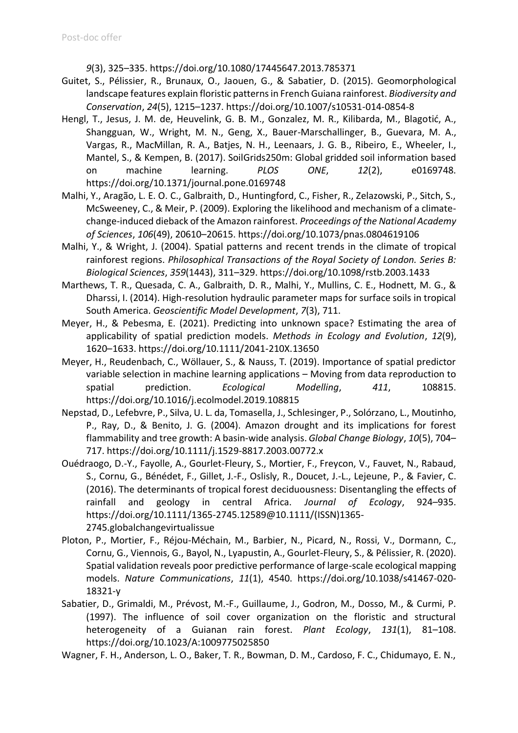*9*(3), 325–335. https://doi.org/10.1080/17445647.2013.785371

Guitet, S., Pélissier, R., Brunaux, O., Jaouen, G., & Sabatier, D. (2015). Geomorphological landscape features explain floristic patterns in French Guiana rainforest. *Biodiversity and Conservation*, *24*(5), 1215–1237. https://doi.org/10.1007/s10531-014-0854-8

Hengl, T., Jesus, J. M. de, Heuvelink, G. B. M., Gonzalez, M. R., Kilibarda, M., Blagotić, A., Shangguan, W., Wright, M. N., Geng, X., Bauer-Marschallinger, B., Guevara, M. A., Vargas, R., MacMillan, R. A., Batjes, N. H., Leenaars, J. G. B., Ribeiro, E., Wheeler, I., Mantel, S., & Kempen, B. (2017). SoilGrids250m: Global gridded soil information based on machine learning. *PLOS ONE*, *12*(2), e0169748. https://doi.org/10.1371/journal.pone.0169748

Malhi, Y., Aragão, L. E. O. C., Galbraith, D., Huntingford, C., Fisher, R., Zelazowski, P., Sitch, S., McSweeney, C., & Meir, P. (2009). Exploring the likelihood and mechanism of a climate-change-induced dieback of the Amazon rainforest. *Proceedings of the National Academy of Sciences*, *106*(49), 20610–20615. https://doi.org/10.1073/pnas.0804619106

Malhi, Y., & Wright, J. (2004). Spatial patterns and recent trends in the climate of tropical rainforest regions. *Philosophical Transactions of the Royal Society of London. Series B: Biological Sciences*, *359*(1443), 311–329. https://doi.org/10.1098/rstb.2003.1433

Marthews, T. R., Quesada, C. A., Galbraith, D. R., Malhi, Y., Mullins, C. E., Hodnett, M. G., & Dharssi, I. (2014). High-resolution hydraulic parameter maps for surface soils in tropical South America. *Geoscientific Model Development*, *7*(3), 711.

Meyer, H., & Pebesma, E. (2021). Predicting into unknown space? Estimating the area of applicability of spatial prediction models. *Methods in Ecology and Evolution*, *12*(9), 1620–1633. https://doi.org/10.1111/2041-210X.13650

Meyer, H., Reudenbach, C., Wöllauer, S., & Nauss, T. (2019). Importance of spatial predictor variable selection in machine learning applications – Moving from data reproduction to spatial prediction. *Ecological Modelling*, *411*, 108815. https://doi.org/10.1016/j.ecolmodel.2019.108815

Nepstad, D., Lefebvre, P., Silva, U. L. da, Tomasella, J., Schlesinger, P., Solórzano, L., Moutinho, P., Ray, D., & Benito, J. G. (2004). Amazon drought and its implications for forest flammability and tree growth: A basin-wide analysis. *Global Change Biology*, *10*(5), 704–717. https://doi.org/10.1111/j.1529-8817.2003.00772.x

Ouédraogo, D.-Y., Fayolle, A., Gourlet-Fleury, S., Mortier, F., Freycon, V., Fauvet, N., Rabaud, S., Cornu, G., Bénédet, F., Gillet, J.-F., Oslisly, R., Doucet, J.-L., Lejeune, P., & Favier, C. (2016). The determinants of tropical forest deciduousness: Disentangling the effects of rainfall and geology in central Africa. *Journal of Ecology*, 924–935. https://doi.org/10.1111/1365-2745.12589@10.1111/(ISSN)1365-2745.globalchangevirtualissue

Ploton, P., Mortier, F., Réjou-Méchain, M., Barbier, N., Picard, N., Rossi, V., Dormann, C., Cornu, G., Viennois, G., Bayol, N., Lyapustin, A., Gourlet-Fleury, S., & Pélissier, R. (2020). Spatial validation reveals poor predictive performance of large-scale ecological mapping models. *Nature Communications*, *11*(1), 4540. https://doi.org/10.1038/s41467-020-18321-y

Sabatier, D., Grimaldi, M., Prévost, M.-F., Guillaume, J., Godron, M., Dosso, M., & Curmi, P. (1997). The influence of soil cover organization on the floristic and structural heterogeneity of a Guianan rain forest. *Plant Ecology*, *131*(1), 81–108. https://doi.org/10.1023/A:1009775025850

Wagner, F. H., Anderson, L. O., Baker, T. R., Bowman, D. M., Cardoso, F. C., Chidumayo, E. N.,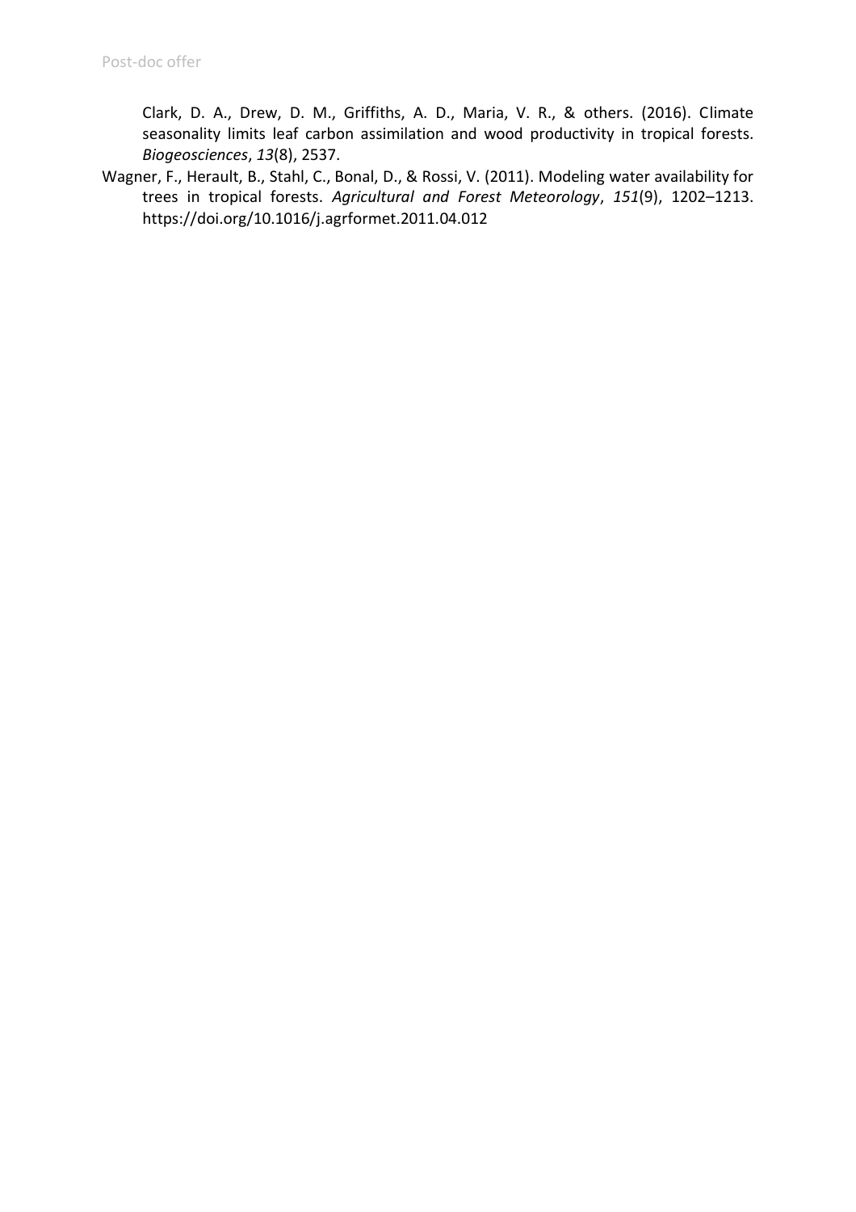Clark, D. A., Drew, D. M., Griffiths, A. D., Maria, V. R., & others. (2016). Climate seasonality limits leaf carbon assimilation and wood productivity in tropical forests. *Biogeosciences*, *13*(8), 2537.

Wagner, F., Herault, B., Stahl, C., Bonal, D., & Rossi, V. (2011). Modeling water availability for trees in tropical forests. *Agricultural and Forest Meteorology*, *151*(9), 1202–1213. https://doi.org/10.1016/j.agrformet.2011.04.012